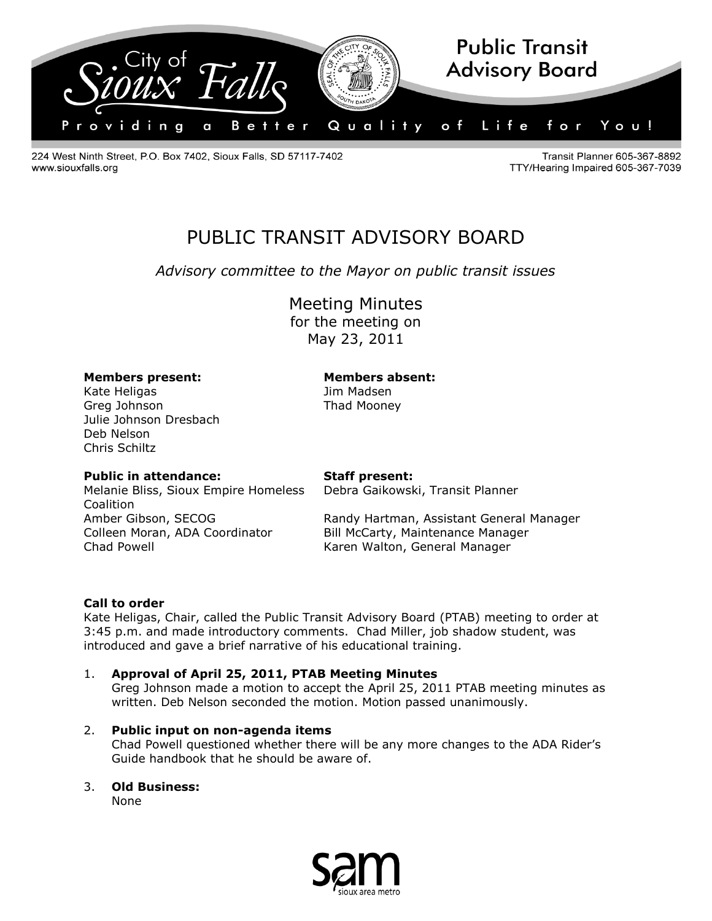City of Sioux Falls

**Public Transit Advisory Board**

Providing a Better Quality of Life for You!

224 West Ninth Street, P.O. Box 7402, Sioux Falls, SD 57117-7402
www.siouxfalls.org

Transit Planner 605-367-8892
TTY/Hearing Impaired 605-367-7039

# PUBLIC TRANSIT ADVISORY BOARD

*Advisory committee to the Mayor on public transit issues*

## Meeting Minutes
for the meeting on
May 23, 2011

**Members present:**
Kate Heligas
Greg Johnson
Julie Johnson Dresbach
Deb Nelson
Chris Schiltz

**Members absent:**
Jim Madsen
Thad Mooney

**Public in attendance:**
Melanie Bliss, Sioux Empire Homeless Coalition
Amber Gibson, SECOG
Colleen Moran, ADA Coordinator
Chad Powell

**Staff present:**
Debra Gaikowski, Transit Planner
Randy Hartman, Assistant General Manager
Bill McCarty, Maintenance Manager
Karen Walton, General Manager

**Call to order**
Kate Heligas, Chair, called the Public Transit Advisory Board (PTAB) meeting to order at 3:45 p.m. and made introductory comments. Chad Miller, job shadow student, was introduced and gave a brief narrative of his educational training.

1. **Approval of April 25, 2011, PTAB Meeting Minutes**
   Greg Johnson made a motion to accept the April 25, 2011 PTAB meeting minutes as written. Deb Nelson seconded the motion. Motion passed unanimously.

2. **Public input on non-agenda items**
   Chad Powell questioned whether there will be any more changes to the ADA Rider's Guide handbook that he should be aware of.

3. **Old Business:**
   None

sam sioux area metro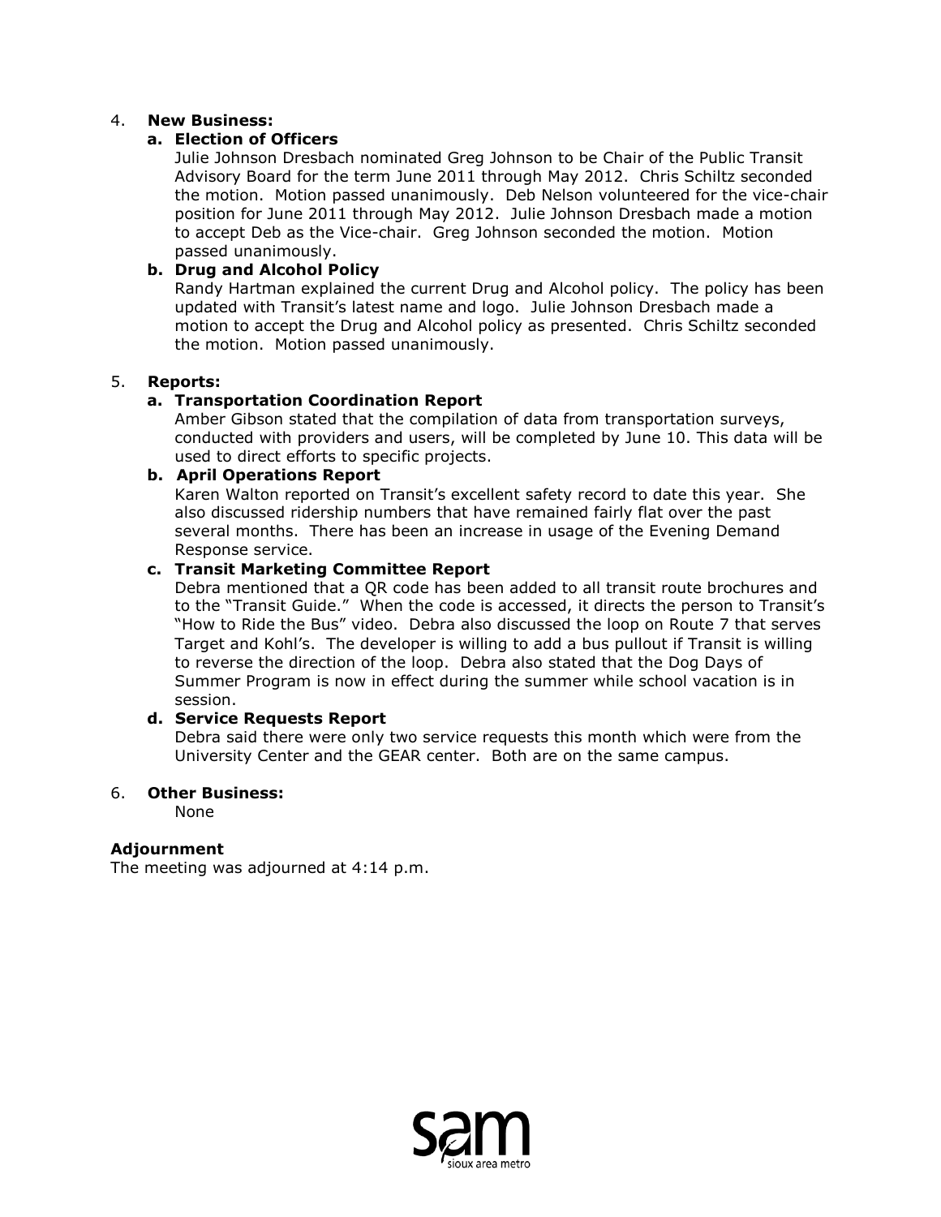4. **New Business:**
   - **a. Election of Officers**
     Julie Johnson Dresbach nominated Greg Johnson to be Chair of the Public Transit Advisory Board for the term June 2011 through May 2012. Chris Schiltz seconded the motion. Motion passed unanimously. Deb Nelson volunteered for the vice-chair position for June 2011 through May 2012. Julie Johnson Dresbach made a motion to accept Deb as the Vice-chair. Greg Johnson seconded the motion. Motion passed unanimously.
   - **b. Drug and Alcohol Policy**
     Randy Hartman explained the current Drug and Alcohol policy. The policy has been updated with Transit's latest name and logo. Julie Johnson Dresbach made a motion to accept the Drug and Alcohol policy as presented. Chris Schiltz seconded the motion. Motion passed unanimously.

5. **Reports:**
   - **a. Transportation Coordination Report**
     Amber Gibson stated that the compilation of data from transportation surveys, conducted with providers and users, will be completed by June 10. This data will be used to direct efforts to specific projects.
   - **b. April Operations Report**
     Karen Walton reported on Transit's excellent safety record to date this year. She also discussed ridership numbers that have remained fairly flat over the past several months. There has been an increase in usage of the Evening Demand Response service.
   - **c. Transit Marketing Committee Report**
     Debra mentioned that a QR code has been added to all transit route brochures and to the "Transit Guide." When the code is accessed, it directs the person to Transit's "How to Ride the Bus" video. Debra also discussed the loop on Route 7 that serves Target and Kohl's. The developer is willing to add a bus pullout if Transit is willing to reverse the direction of the loop. Debra also stated that the Dog Days of Summer Program is now in effect during the summer while school vacation is in session.
   - **d. Service Requests Report**
     Debra said there were only two service requests this month which were from the University Center and the GEAR center. Both are on the same campus.

6. **Other Business:**
   None

**Adjournment**

The meeting was adjourned at 4:14 p.m.